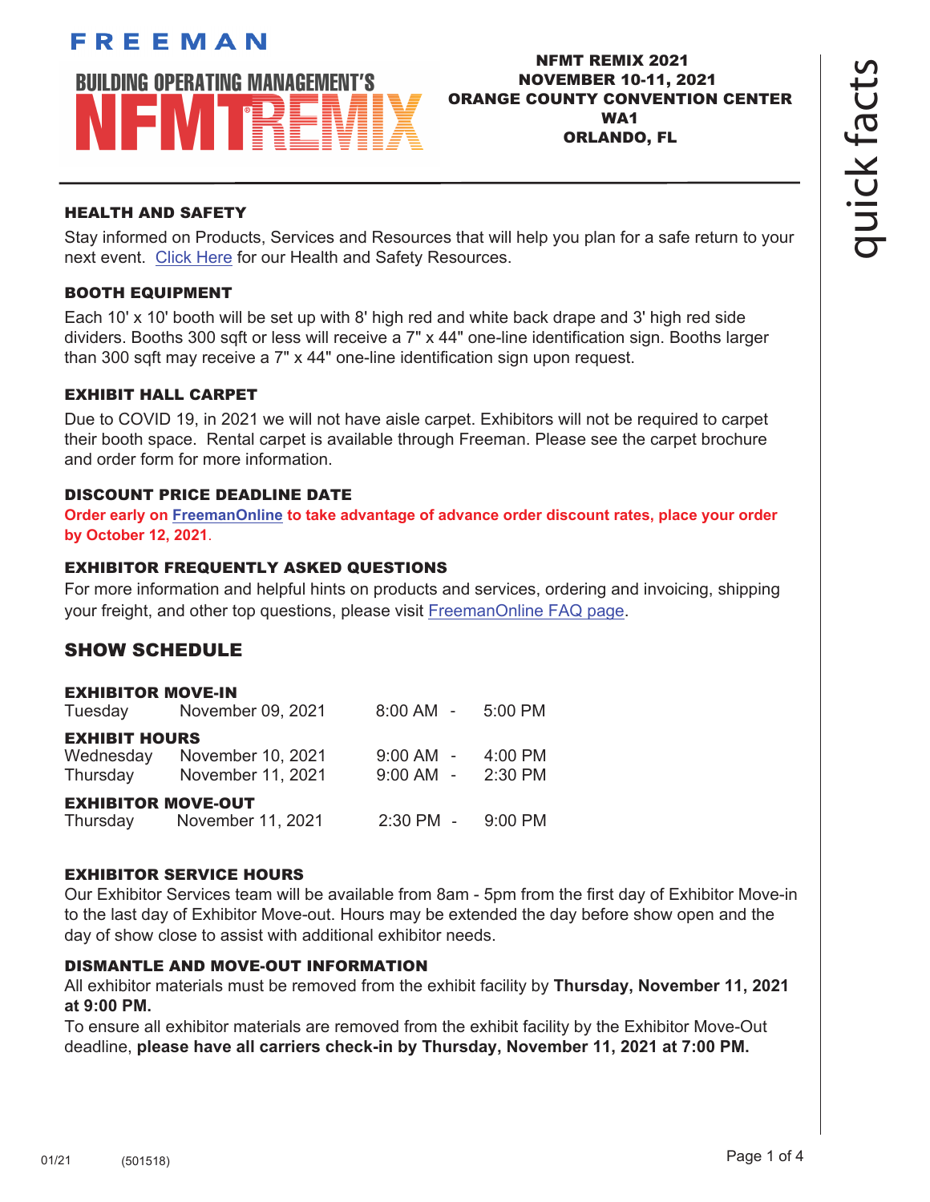FREEMAN

BUILDING OPERATING MANAGEMENT'S NFMT REMIX

**NFMT REMIX 2021**
**NOVEMBER 10-11, 2021**
**ORANGE COUNTY CONVENTION CENTER**
**WA1**
**ORLANDO, FL**

quick facts

### HEALTH AND SAFETY

Stay informed on Products, Services and Resources that will help you plan for a safe return to your next event. Click Here for our Health and Safety Resources.

### BOOTH EQUIPMENT

Each 10' x 10' booth will be set up with 8' high red and white back drape and 3' high red side dividers. Booths 300 sqft or less will receive a 7" x 44" one-line identification sign. Booths larger than 300 sqft may receive a 7" x 44" one-line identification sign upon request.

### EXHIBIT HALL CARPET

Due to COVID 19, in 2021 we will not have aisle carpet. Exhibitors will not be required to carpet their booth space. Rental carpet is available through Freeman. Please see the carpet brochure and order form for more information.

### DISCOUNT PRICE DEADLINE DATE

**Order early on FreemanOnline to take advantage of advance order discount rates, place your order by October 12, 2021.**

### EXHIBITOR FREQUENTLY ASKED QUESTIONS

For more information and helpful hints on products and services, ordering and invoicing, shipping your freight, and other top questions, please visit FreemanOnline FAQ page.

## SHOW SCHEDULE

**EXHIBITOR MOVE-IN**

| | | | |
|---|---|---|---|
| Tuesday | November 09, 2021 | 8:00 AM - | 5:00 PM |

**EXHIBIT HOURS**

| | | | |
|---|---|---|---|
| Wednesday | November 10, 2021 | 9:00 AM - | 4:00 PM |
| Thursday | November 11, 2021 | 9:00 AM - | 2:30 PM |

**EXHIBITOR MOVE-OUT**

| | | | |
|---|---|---|---|
| Thursday | November 11, 2021 | 2:30 PM - | 9:00 PM |

### EXHIBITOR SERVICE HOURS

Our Exhibitor Services team will be available from 8am - 5pm from the first day of Exhibitor Move-in to the last day of Exhibitor Move-out. Hours may be extended the day before show open and the day of show close to assist with additional exhibitor needs.

### DISMANTLE AND MOVE-OUT INFORMATION

All exhibitor materials must be removed from the exhibit facility by **Thursday, November 11, 2021 at 9:00 PM.**

To ensure all exhibitor materials are removed from the exhibit facility by the Exhibitor Move-Out deadline, **please have all carriers check-in by Thursday, November 11, 2021 at 7:00 PM.**

01/21 (501518)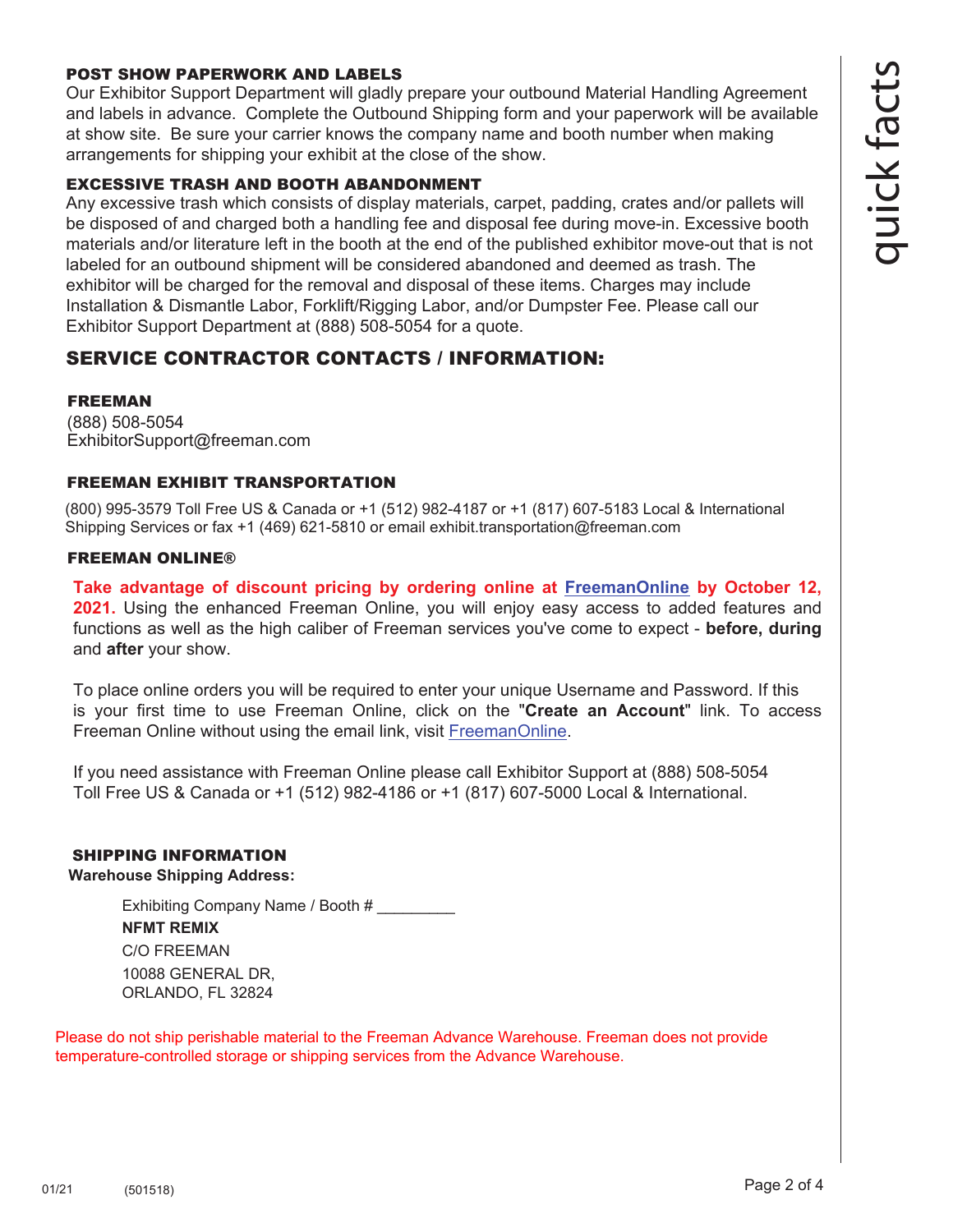## POST SHOW PAPERWORK AND LABELS

Our Exhibitor Support Department will gladly prepare your outbound Material Handling Agreement and labels in advance. Complete the Outbound Shipping form and your paperwork will be available at show site. Be sure your carrier knows the company name and booth number when making arrangements for shipping your exhibit at the close of the show.

## EXCESSIVE TRASH AND BOOTH ABANDONMENT

Any excessive trash which consists of display materials, carpet, padding, crates and/or pallets will be disposed of and charged both a handling fee and disposal fee during move-in. Excessive booth materials and/or literature left in the booth at the end of the published exhibitor move-out that is not labeled for an outbound shipment will be considered abandoned and deemed as trash. The exhibitor will be charged for the removal and disposal of these items. Charges may include Installation & Dismantle Labor, Forklift/Rigging Labor, and/or Dumpster Fee. Please call our Exhibitor Support Department at (888) 508-5054 for a quote.

# SERVICE CONTRACTOR CONTACTS / INFORMATION:

### FREEMAN

(888) 508-5054
ExhibitorSupport@freeman.com

### FREEMAN EXHIBIT TRANSPORTATION

(800) 995-3579 Toll Free US & Canada or +1 (512) 982-4187 or +1 (817) 607-5183 Local & International Shipping Services or fax +1 (469) 621-5810 or email exhibit.transportation@freeman.com

### FREEMAN ONLINE®

**Take advantage of discount pricing by ordering online at FreemanOnline by October 12, 2021.** Using the enhanced Freeman Online, you will enjoy easy access to added features and functions as well as the high caliber of Freeman services you've come to expect - **before, during** and **after** your show.

To place online orders you will be required to enter your unique Username and Password. If this is your first time to use Freeman Online, click on the "**Create an Account**" link. To access Freeman Online without using the email link, visit FreemanOnline.

If you need assistance with Freeman Online please call Exhibitor Support at (888) 508-5054 Toll Free US & Canada or +1 (512) 982-4186 or +1 (817) 607-5000 Local & International.

### SHIPPING INFORMATION

**Warehouse Shipping Address:**

Exhibiting Company Name / Booth # _________
**NFMT REMIX**
C/O FREEMAN
10088 GENERAL DR,
ORLANDO, FL 32824

Please do not ship perishable material to the Freeman Advance Warehouse. Freeman does not provide temperature-controlled storage or shipping services from the Advance Warehouse.

01/21 (501518)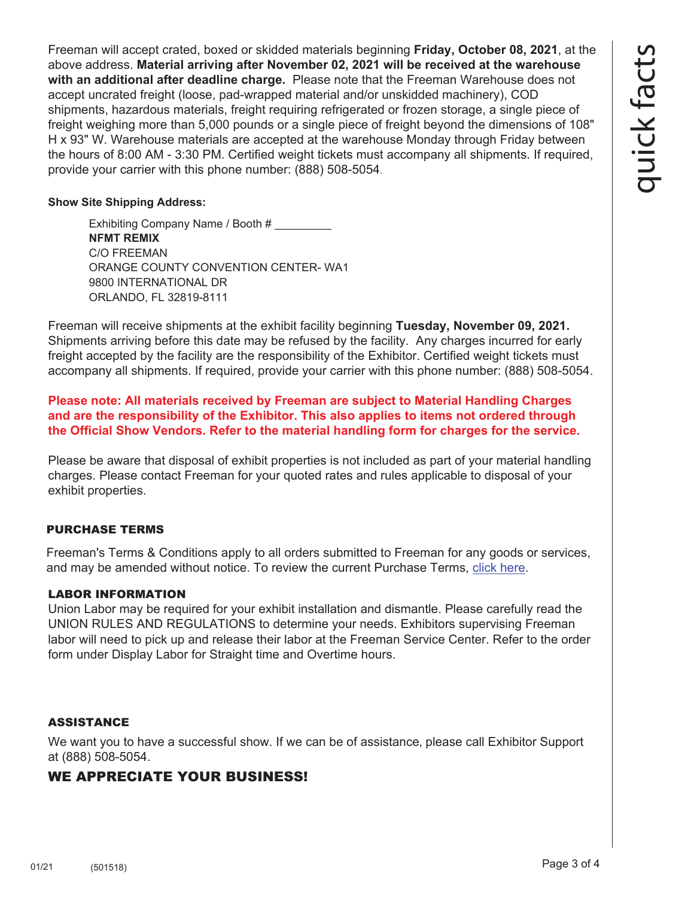Freeman will accept crated, boxed or skidded materials beginning **Friday, October 08, 2021**, at the above address. **Material arriving after November 02, 2021 will be received at the warehouse with an additional after deadline charge.** Please note that the Freeman Warehouse does not accept uncrated freight (loose, pad-wrapped material and/or unskidded machinery), COD shipments, hazardous materials, freight requiring refrigerated or frozen storage, a single piece of freight weighing more than 5,000 pounds or a single piece of freight beyond the dimensions of 108" H x 93" W. Warehouse materials are accepted at the warehouse Monday through Friday between the hours of 8:00 AM - 3:30 PM. Certified weight tickets must accompany all shipments. If required, provide your carrier with this phone number: (888) 508-5054.

**Show Site Shipping Address:**

Exhibiting Company Name / Booth # _________
**NFMT REMIX**
C/O FREEMAN
ORANGE COUNTY CONVENTION CENTER- WA1
9800 INTERNATIONAL DR
ORLANDO, FL 32819-8111

Freeman will receive shipments at the exhibit facility beginning **Tuesday, November 09, 2021.** Shipments arriving before this date may be refused by the facility. Any charges incurred for early freight accepted by the facility are the responsibility of the Exhibitor. Certified weight tickets must accompany all shipments. If required, provide your carrier with this phone number: (888) 508-5054.

**Please note: All materials received by Freeman are subject to Material Handling Charges and are the responsibility of the Exhibitor. This also applies to items not ordered through the Official Show Vendors. Refer to the material handling form for charges for the service.**

Please be aware that disposal of exhibit properties is not included as part of your material handling charges. Please contact Freeman for your quoted rates and rules applicable to disposal of your exhibit properties.

## PURCHASE TERMS

Freeman's Terms & Conditions apply to all orders submitted to Freeman for any goods or services, and may be amended without notice. To review the current Purchase Terms, click here.

## LABOR INFORMATION

Union Labor may be required for your exhibit installation and dismantle. Please carefully read the UNION RULES AND REGULATIONS to determine your needs. Exhibitors supervising Freeman labor will need to pick up and release their labor at the Freeman Service Center. Refer to the order form under Display Labor for Straight time and Overtime hours.

## ASSISTANCE

We want you to have a successful show. If we can be of assistance, please call Exhibitor Support at (888) 508-5054.

## WE APPRECIATE YOUR BUSINESS!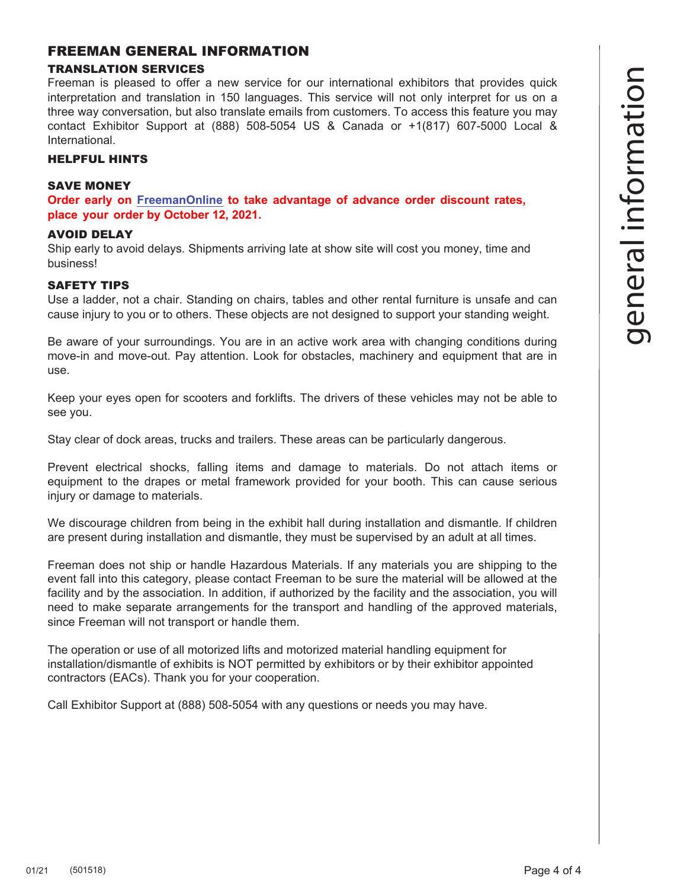# FREEMAN GENERAL INFORMATION

## TRANSLATION SERVICES

Freeman is pleased to offer a new service for our international exhibitors that provides quick interpretation and translation in 150 languages. This service will not only interpret for us on a three way conversation, but also translate emails from customers. To access this feature you may contact Exhibitor Support at (888) 508-5054 US & Canada or +1(817) 607-5000 Local & International.

## HELPFUL HINTS

### SAVE MONEY

**Order early on FreemanOnline to take advantage of advance order discount rates, place your order by October 12, 2021.**

### AVOID DELAY

Ship early to avoid delays. Shipments arriving late at show site will cost you money, time and business!

### SAFETY TIPS

Use a ladder, not a chair. Standing on chairs, tables and other rental furniture is unsafe and can cause injury to you or to others. These objects are not designed to support your standing weight.

Be aware of your surroundings. You are in an active work area with changing conditions during move-in and move-out. Pay attention. Look for obstacles, machinery and equipment that are in use.

Keep your eyes open for scooters and forklifts. The drivers of these vehicles may not be able to see you.

Stay clear of dock areas, trucks and trailers. These areas can be particularly dangerous.

Prevent electrical shocks, falling items and damage to materials. Do not attach items or equipment to the drapes or metal framework provided for your booth. This can cause serious injury or damage to materials.

We discourage children from being in the exhibit hall during installation and dismantle. If children are present during installation and dismantle, they must be supervised by an adult at all times.

Freeman does not ship or handle Hazardous Materials. If any materials you are shipping to the event fall into this category, please contact Freeman to be sure the material will be allowed at the facility and by the association. In addition, if authorized by the facility and the association, you will need to make separate arrangements for the transport and handling of the approved materials, since Freeman will not transport or handle them.

The operation or use of all motorized lifts and motorized material handling equipment for installation/dismantle of exhibits is NOT permitted by exhibitors or by their exhibitor appointed contractors (EACs). Thank you for your cooperation.

Call Exhibitor Support at (888) 508-5054 with any questions or needs you may have.

01/21 (501518)